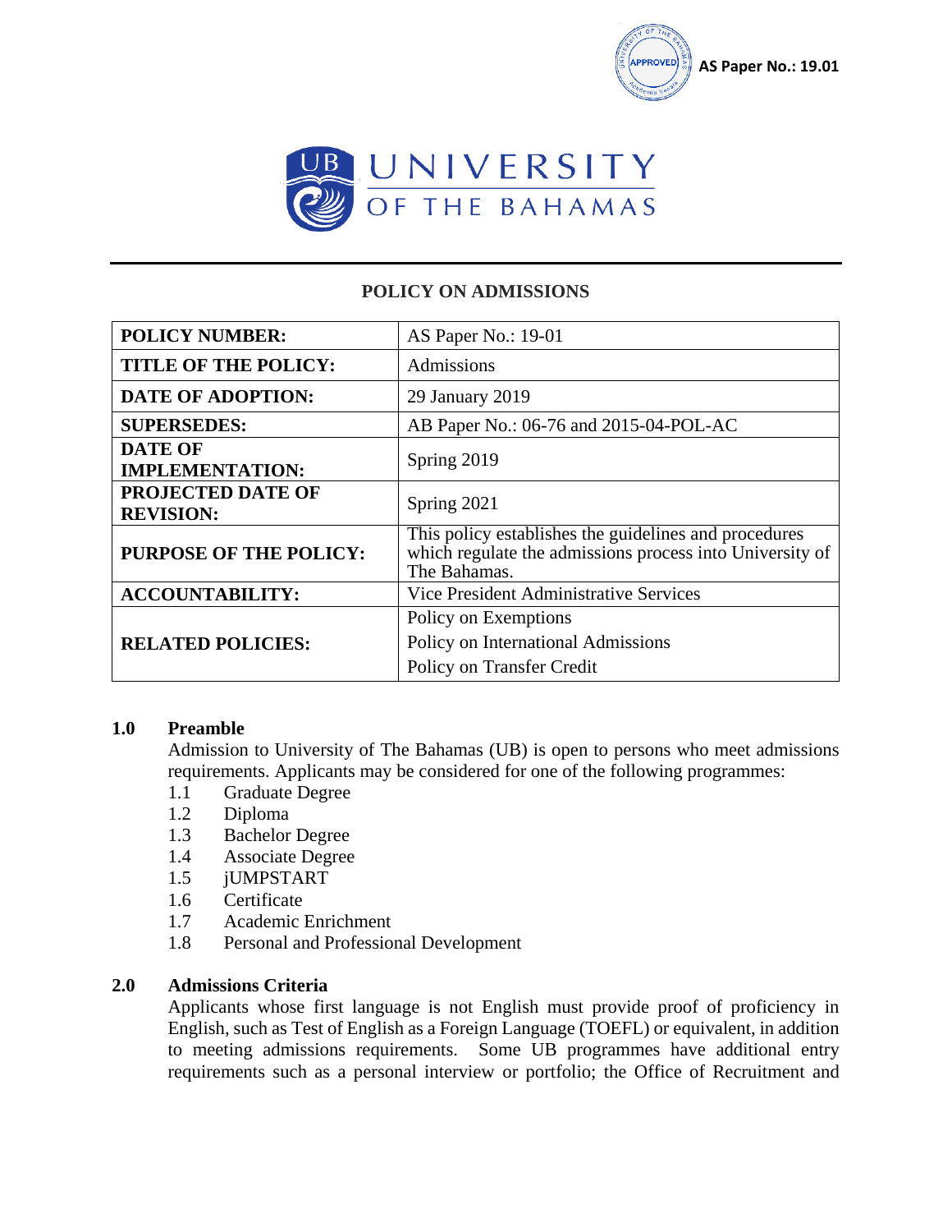AS Paper No.: 19.01

# UNIVERSITY OF THE BAHAMAS

## POLICY ON ADMISSIONS

| POLICY NUMBER: | AS Paper No.: 19-01 |
|---|---|
| TITLE OF THE POLICY: | Admissions |
| DATE OF ADOPTION: | 29 January 2019 |
| SUPERSEDES: | AB Paper No.: 06-76 and 2015-04-POL-AC |
| DATE OF IMPLEMENTATION: | Spring 2019 |
| PROJECTED DATE OF REVISION: | Spring 2021 |
| PURPOSE OF THE POLICY: | This policy establishes the guidelines and procedures which regulate the admissions process into University of The Bahamas. |
| ACCOUNTABILITY: | Vice President Administrative Services |
| RELATED POLICIES: | Policy on Exemptions<br>Policy on International Admissions<br>Policy on Transfer Credit |

### 1.0 Preamble

Admission to University of The Bahamas (UB) is open to persons who meet admissions requirements. Applicants may be considered for one of the following programmes:

- 1.1 Graduate Degree
- 1.2 Diploma
- 1.3 Bachelor Degree
- 1.4 Associate Degree
- 1.5 jUMPSTART
- 1.6 Certificate
- 1.7 Academic Enrichment
- 1.8 Personal and Professional Development

### 2.0 Admissions Criteria

Applicants whose first language is not English must provide proof of proficiency in English, such as Test of English as a Foreign Language (TOEFL) or equivalent, in addition to meeting admissions requirements. Some UB programmes have additional entry requirements such as a personal interview or portfolio; the Office of Recruitment and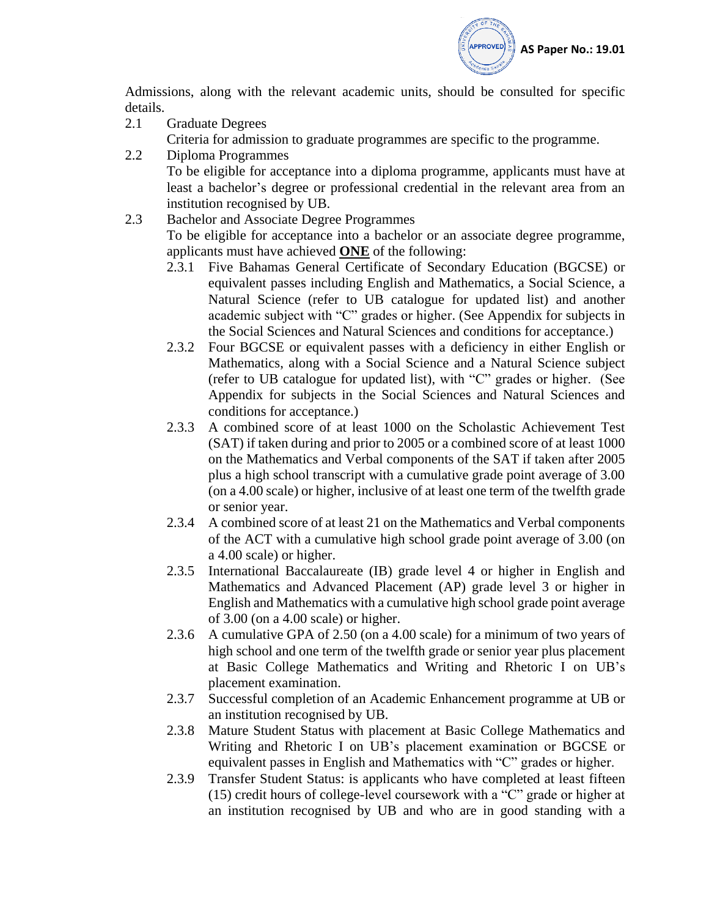Admissions, along with the relevant academic units, should be consulted for specific details.

2.1 Graduate Degrees

Criteria for admission to graduate programmes are specific to the programme.

2.2 Diploma Programmes

To be eligible for acceptance into a diploma programme, applicants must have at least a bachelor's degree or professional credential in the relevant area from an institution recognised by UB.

2.3 Bachelor and Associate Degree Programmes

To be eligible for acceptance into a bachelor or an associate degree programme, applicants must have achieved **ONE** of the following:

- 2.3.1 Five Bahamas General Certificate of Secondary Education (BGCSE) or equivalent passes including English and Mathematics, a Social Science, a Natural Science (refer to UB catalogue for updated list) and another academic subject with "C" grades or higher. (See Appendix for subjects in the Social Sciences and Natural Sciences and conditions for acceptance.)
- 2.3.2 Four BGCSE or equivalent passes with a deficiency in either English or Mathematics, along with a Social Science and a Natural Science subject (refer to UB catalogue for updated list), with "C" grades or higher. (See Appendix for subjects in the Social Sciences and Natural Sciences and conditions for acceptance.)
- 2.3.3 A combined score of at least 1000 on the Scholastic Achievement Test (SAT) if taken during and prior to 2005 or a combined score of at least 1000 on the Mathematics and Verbal components of the SAT if taken after 2005 plus a high school transcript with a cumulative grade point average of 3.00 (on a 4.00 scale) or higher, inclusive of at least one term of the twelfth grade or senior year.
- 2.3.4 A combined score of at least 21 on the Mathematics and Verbal components of the ACT with a cumulative high school grade point average of 3.00 (on a 4.00 scale) or higher.
- 2.3.5 International Baccalaureate (IB) grade level 4 or higher in English and Mathematics and Advanced Placement (AP) grade level 3 or higher in English and Mathematics with a cumulative high school grade point average of 3.00 (on a 4.00 scale) or higher.
- 2.3.6 A cumulative GPA of 2.50 (on a 4.00 scale) for a minimum of two years of high school and one term of the twelfth grade or senior year plus placement at Basic College Mathematics and Writing and Rhetoric I on UB's placement examination.
- 2.3.7 Successful completion of an Academic Enhancement programme at UB or an institution recognised by UB.
- 2.3.8 Mature Student Status with placement at Basic College Mathematics and Writing and Rhetoric I on UB's placement examination or BGCSE or equivalent passes in English and Mathematics with "C" grades or higher.
- 2.3.9 Transfer Student Status: is applicants who have completed at least fifteen (15) credit hours of college-level coursework with a "C" grade or higher at an institution recognised by UB and who are in good standing with a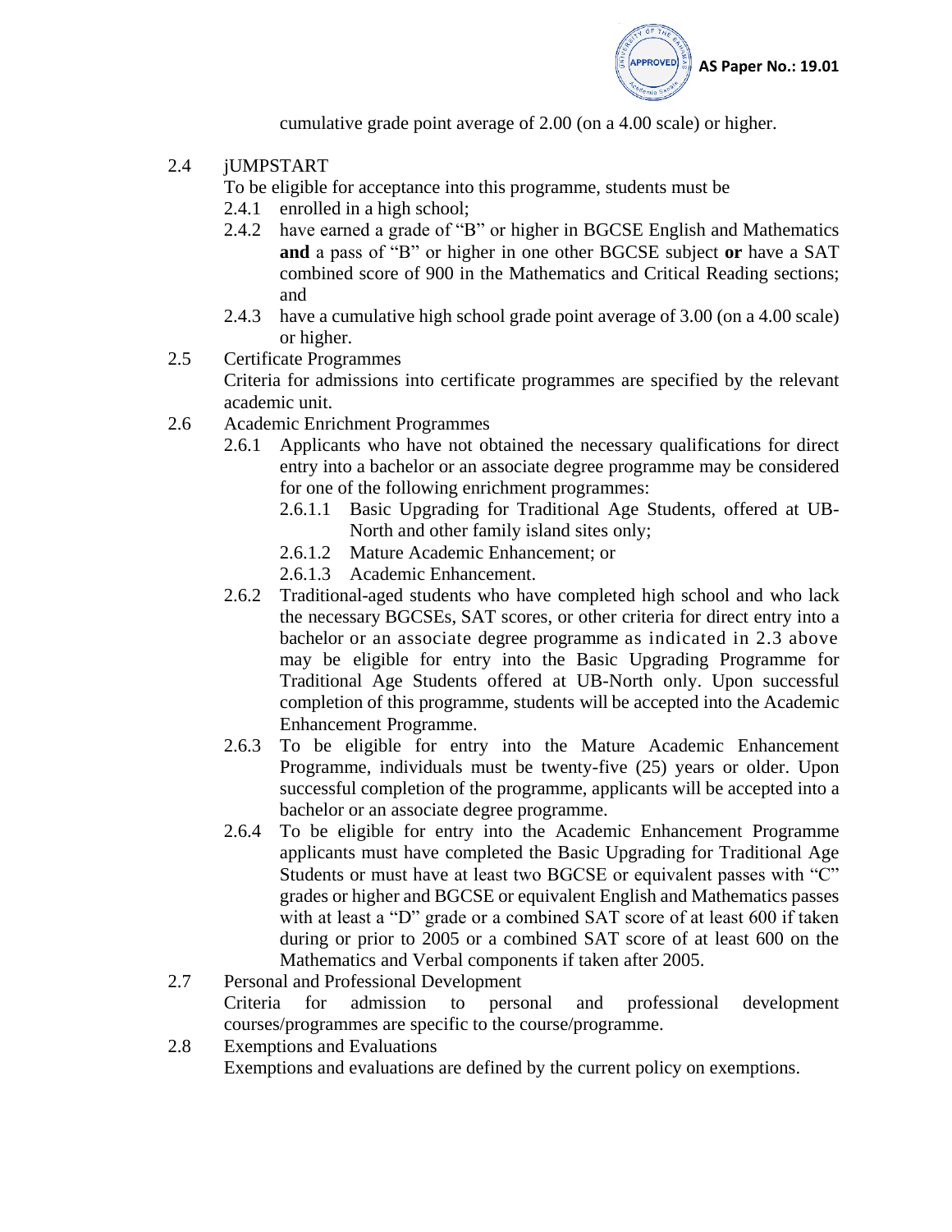cumulative grade point average of 2.00 (on a 4.00 scale) or higher.

2.4 jUMPSTART
To be eligible for acceptance into this programme, students must be

- 2.4.1 enrolled in a high school;
- 2.4.2 have earned a grade of "B" or higher in BGCSE English and Mathematics **and** a pass of "B" or higher in one other BGCSE subject **or** have a SAT combined score of 900 in the Mathematics and Critical Reading sections; and
- 2.4.3 have a cumulative high school grade point average of 3.00 (on a 4.00 scale) or higher.

2.5 Certificate Programmes
Criteria for admissions into certificate programmes are specified by the relevant academic unit.

2.6 Academic Enrichment Programmes

- 2.6.1 Applicants who have not obtained the necessary qualifications for direct entry into a bachelor or an associate degree programme may be considered for one of the following enrichment programmes:
  - 2.6.1.1 Basic Upgrading for Traditional Age Students, offered at UB-North and other family island sites only;
  - 2.6.1.2 Mature Academic Enhancement; or
  - 2.6.1.3 Academic Enhancement.
- 2.6.2 Traditional-aged students who have completed high school and who lack the necessary BGCSEs, SAT scores, or other criteria for direct entry into a bachelor or an associate degree programme as indicated in 2.3 above may be eligible for entry into the Basic Upgrading Programme for Traditional Age Students offered at UB-North only. Upon successful completion of this programme, students will be accepted into the Academic Enhancement Programme.
- 2.6.3 To be eligible for entry into the Mature Academic Enhancement Programme, individuals must be twenty-five (25) years or older. Upon successful completion of the programme, applicants will be accepted into a bachelor or an associate degree programme.
- 2.6.4 To be eligible for entry into the Academic Enhancement Programme applicants must have completed the Basic Upgrading for Traditional Age Students or must have at least two BGCSE or equivalent passes with "C" grades or higher and BGCSE or equivalent English and Mathematics passes with at least a "D" grade or a combined SAT score of at least 600 if taken during or prior to 2005 or a combined SAT score of at least 600 on the Mathematics and Verbal components if taken after 2005.

2.7 Personal and Professional Development
Criteria for admission to personal and professional development courses/programmes are specific to the course/programme.

2.8 Exemptions and Evaluations
Exemptions and evaluations are defined by the current policy on exemptions.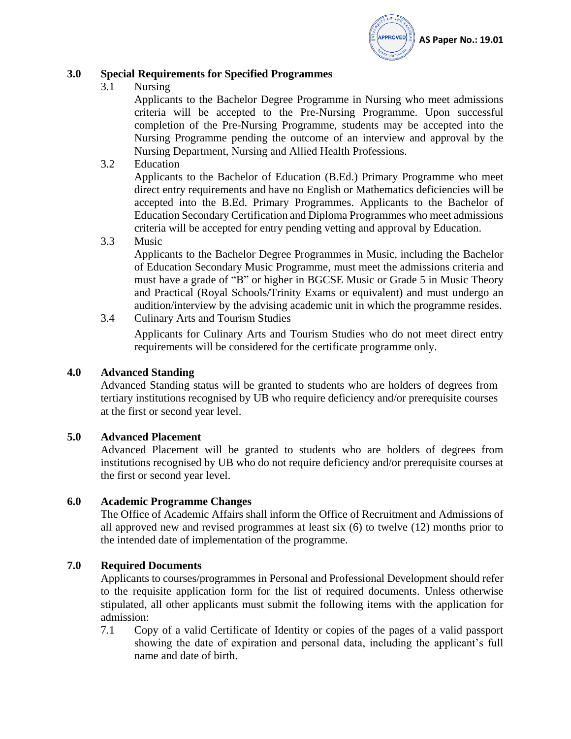## 3.0 Special Requirements for Specified Programmes

### 3.1 Nursing

Applicants to the Bachelor Degree Programme in Nursing who meet admissions criteria will be accepted to the Pre-Nursing Programme. Upon successful completion of the Pre-Nursing Programme, students may be accepted into the Nursing Programme pending the outcome of an interview and approval by the Nursing Department, Nursing and Allied Health Professions.

### 3.2 Education

Applicants to the Bachelor of Education (B.Ed.) Primary Programme who meet direct entry requirements and have no English or Mathematics deficiencies will be accepted into the B.Ed. Primary Programmes. Applicants to the Bachelor of Education Secondary Certification and Diploma Programmes who meet admissions criteria will be accepted for entry pending vetting and approval by Education.

### 3.3 Music

Applicants to the Bachelor Degree Programmes in Music, including the Bachelor of Education Secondary Music Programme, must meet the admissions criteria and must have a grade of "B" or higher in BGCSE Music or Grade 5 in Music Theory and Practical (Royal Schools/Trinity Exams or equivalent) and must undergo an audition/interview by the advising academic unit in which the programme resides.

### 3.4 Culinary Arts and Tourism Studies

Applicants for Culinary Arts and Tourism Studies who do not meet direct entry requirements will be considered for the certificate programme only.

## 4.0 Advanced Standing

Advanced Standing status will be granted to students who are holders of degrees from tertiary institutions recognised by UB who require deficiency and/or prerequisite courses at the first or second year level.

## 5.0 Advanced Placement

Advanced Placement will be granted to students who are holders of degrees from institutions recognised by UB who do not require deficiency and/or prerequisite courses at the first or second year level.

## 6.0 Academic Programme Changes

The Office of Academic Affairs shall inform the Office of Recruitment and Admissions of all approved new and revised programmes at least six (6) to twelve (12) months prior to the intended date of implementation of the programme.

## 7.0 Required Documents

Applicants to courses/programmes in Personal and Professional Development should refer to the requisite application form for the list of required documents. Unless otherwise stipulated, all other applicants must submit the following items with the application for admission:

7.1 Copy of a valid Certificate of Identity or copies of the pages of a valid passport showing the date of expiration and personal data, including the applicant's full name and date of birth.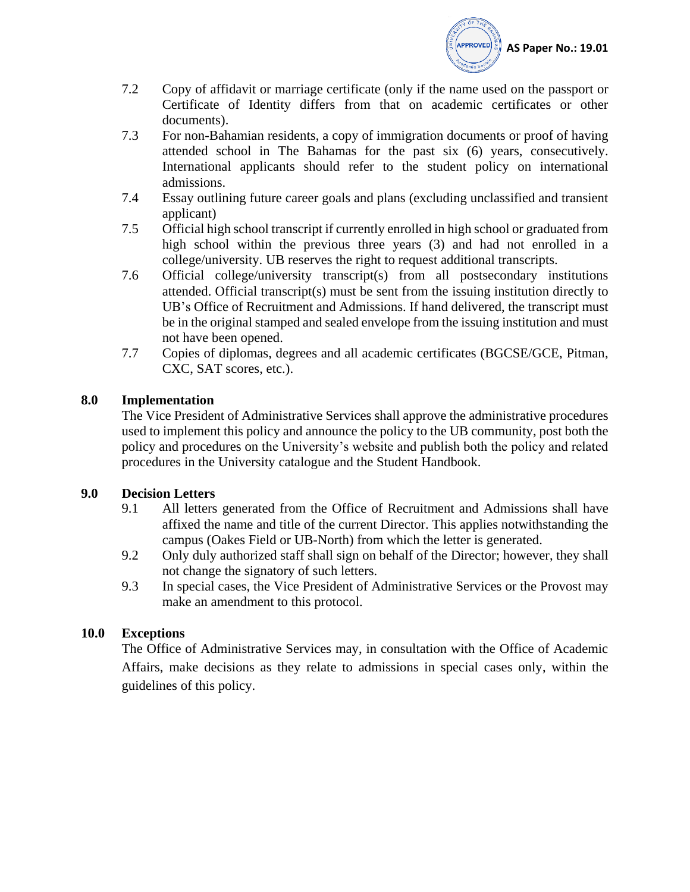7.2 Copy of affidavit or marriage certificate (only if the name used on the passport or Certificate of Identity differs from that on academic certificates or other documents).

7.3 For non-Bahamian residents, a copy of immigration documents or proof of having attended school in The Bahamas for the past six (6) years, consecutively. International applicants should refer to the student policy on international admissions.

7.4 Essay outlining future career goals and plans (excluding unclassified and transient applicant)

7.5 Official high school transcript if currently enrolled in high school or graduated from high school within the previous three years (3) and had not enrolled in a college/university. UB reserves the right to request additional transcripts.

7.6 Official college/university transcript(s) from all postsecondary institutions attended. Official transcript(s) must be sent from the issuing institution directly to UB's Office of Recruitment and Admissions. If hand delivered, the transcript must be in the original stamped and sealed envelope from the issuing institution and must not have been opened.

7.7 Copies of diplomas, degrees and all academic certificates (BGCSE/GCE, Pitman, CXC, SAT scores, etc.).

## 8.0 Implementation

The Vice President of Administrative Services shall approve the administrative procedures used to implement this policy and announce the policy to the UB community, post both the policy and procedures on the University's website and publish both the policy and related procedures in the University catalogue and the Student Handbook.

## 9.0 Decision Letters

9.1 All letters generated from the Office of Recruitment and Admissions shall have affixed the name and title of the current Director. This applies notwithstanding the campus (Oakes Field or UB-North) from which the letter is generated.

9.2 Only duly authorized staff shall sign on behalf of the Director; however, they shall not change the signatory of such letters.

9.3 In special cases, the Vice President of Administrative Services or the Provost may make an amendment to this protocol.

## 10.0 Exceptions

The Office of Administrative Services may, in consultation with the Office of Academic Affairs, make decisions as they relate to admissions in special cases only, within the guidelines of this policy.